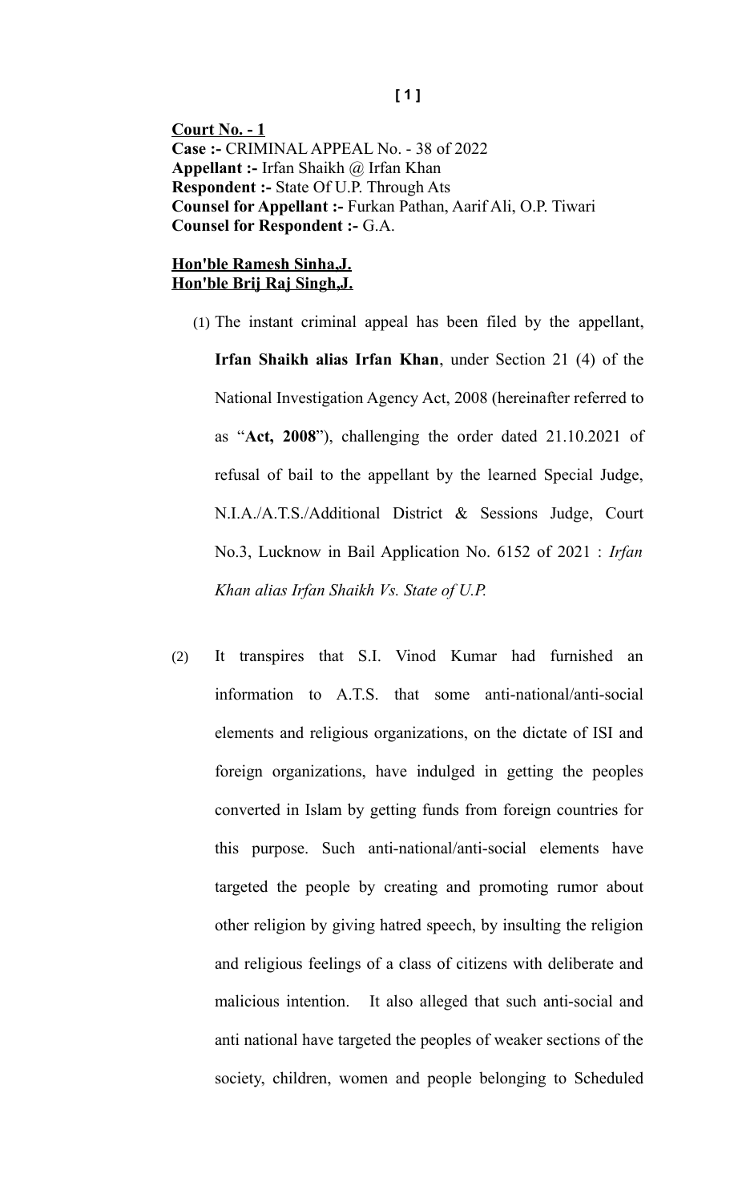**Court No. - 1**
**Case :-** CRIMINAL APPEAL No. - 38 of 2022
**Appellant :-** Irfan Shaikh @ Irfan Khan
**Respondent :-** State Of U.P. Through Ats
**Counsel for Appellant :-** Furkan Pathan, Aarif Ali, O.P. Tiwari
**Counsel for Respondent :-** G.A.

**Hon'ble Ramesh Sinha,J.**
**Hon'ble Brij Raj Singh,J.**

(1) The instant criminal appeal has been filed by the appellant, **Irfan Shaikh alias Irfan Khan**, under Section 21 (4) of the National Investigation Agency Act, 2008 (hereinafter referred to as "**Act, 2008**"), challenging the order dated 21.10.2021 of refusal of bail to the appellant by the learned Special Judge, N.I.A./A.T.S./Additional District & Sessions Judge, Court No.3, Lucknow in Bail Application No. 6152 of 2021 : *Irfan Khan alias Irfan Shaikh Vs. State of U.P.*

(2) It transpires that S.I. Vinod Kumar had furnished an information to A.T.S. that some anti-national/anti-social elements and religious organizations, on the dictate of ISI and foreign organizations, have indulged in getting the peoples converted in Islam by getting funds from foreign countries for this purpose. Such anti-national/anti-social elements have targeted the people by creating and promoting rumor about other religion by giving hatred speech, by insulting the religion and religious feelings of a class of citizens with deliberate and malicious intention. It also alleged that such anti-social and anti national have targeted the peoples of weaker sections of the society, children, women and people belonging to Scheduled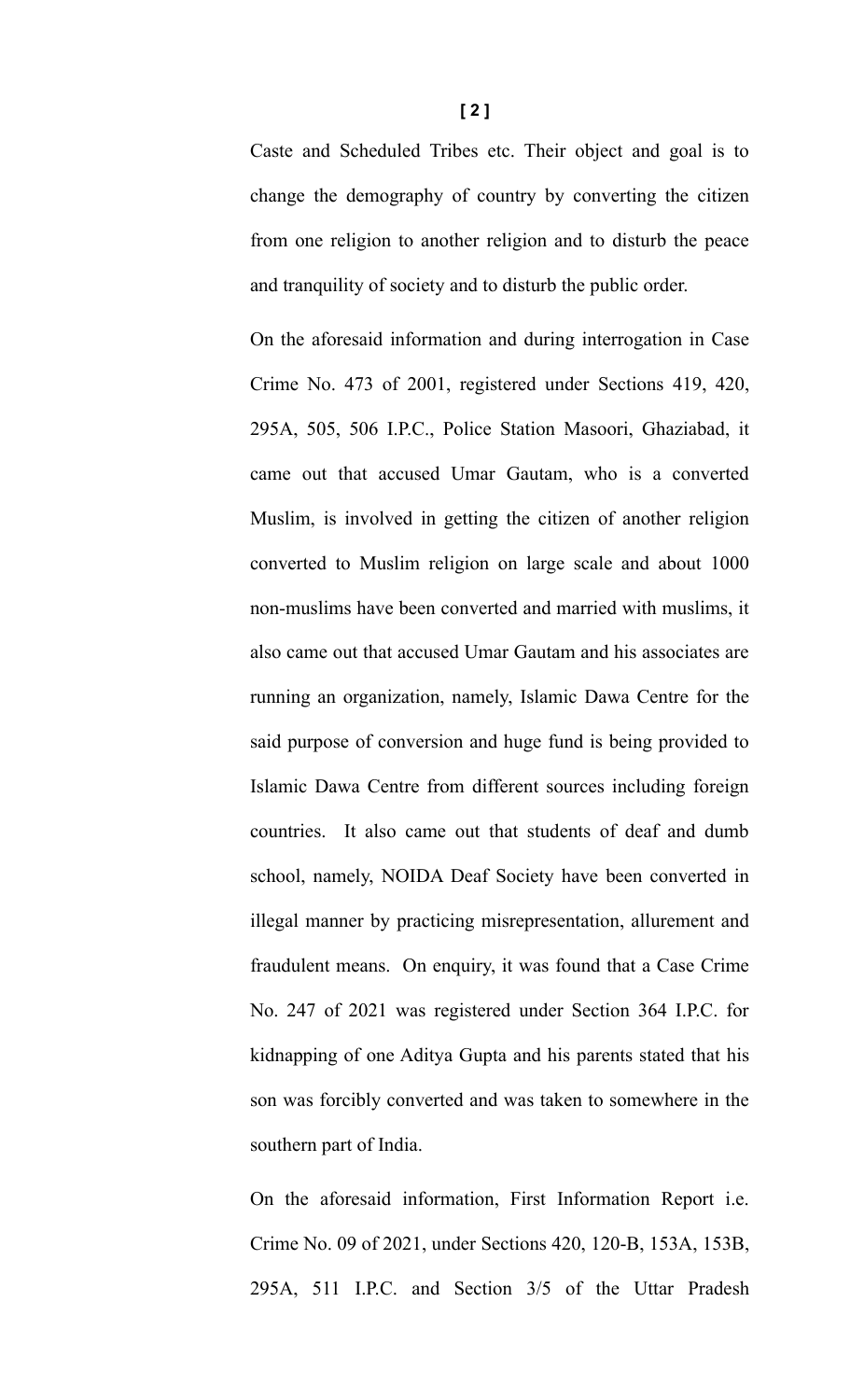Caste and Scheduled Tribes etc. Their object and goal is to change the demography of country by converting the citizen from one religion to another religion and to disturb the peace and tranquility of society and to disturb the public order.

On the aforesaid information and during interrogation in Case Crime No. 473 of 2001, registered under Sections 419, 420, 295A, 505, 506 I.P.C., Police Station Masoori, Ghaziabad, it came out that accused Umar Gautam, who is a converted Muslim, is involved in getting the citizen of another religion converted to Muslim religion on large scale and about 1000 non-muslims have been converted and married with muslims, it also came out that accused Umar Gautam and his associates are running an organization, namely, Islamic Dawa Centre for the said purpose of conversion and huge fund is being provided to Islamic Dawa Centre from different sources including foreign countries. It also came out that students of deaf and dumb school, namely, NOIDA Deaf Society have been converted in illegal manner by practicing misrepresentation, allurement and fraudulent means. On enquiry, it was found that a Case Crime No. 247 of 2021 was registered under Section 364 I.P.C. for kidnapping of one Aditya Gupta and his parents stated that his son was forcibly converted and was taken to somewhere in the southern part of India.

On the aforesaid information, First Information Report i.e. Crime No. 09 of 2021, under Sections 420, 120-B, 153A, 153B, 295A, 511 I.P.C. and Section 3/5 of the Uttar Pradesh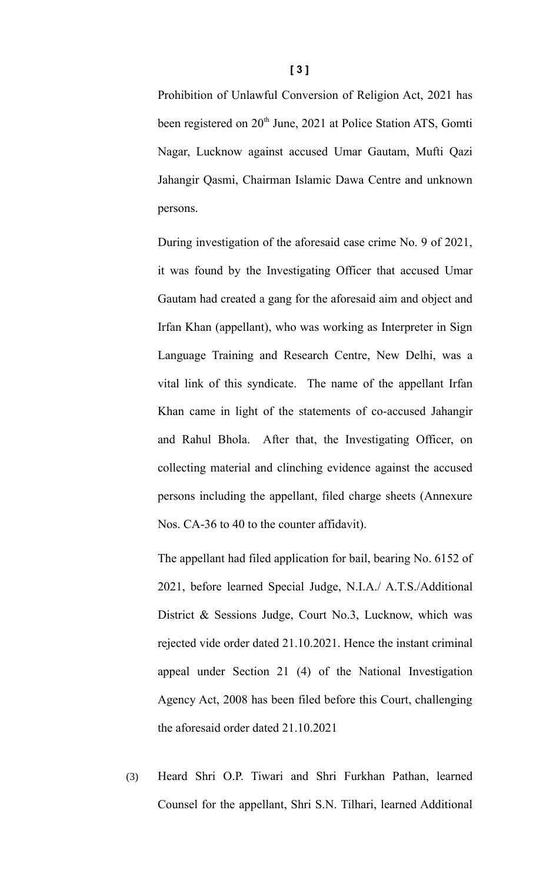Prohibition of Unlawful Conversion of Religion Act, 2021 has been registered on 20th June, 2021 at Police Station ATS, Gomti Nagar, Lucknow against accused Umar Gautam, Mufti Qazi Jahangir Qasmi, Chairman Islamic Dawa Centre and unknown persons.

During investigation of the aforesaid case crime No. 9 of 2021, it was found by the Investigating Officer that accused Umar Gautam had created a gang for the aforesaid aim and object and Irfan Khan (appellant), who was working as Interpreter in Sign Language Training and Research Centre, New Delhi, was a vital link of this syndicate. The name of the appellant Irfan Khan came in light of the statements of co-accused Jahangir and Rahul Bhola. After that, the Investigating Officer, on collecting material and clinching evidence against the accused persons including the appellant, filed charge sheets (Annexure Nos. CA-36 to 40 to the counter affidavit).

The appellant had filed application for bail, bearing No. 6152 of 2021, before learned Special Judge, N.I.A./ A.T.S./Additional District & Sessions Judge, Court No.3, Lucknow, which was rejected vide order dated 21.10.2021. Hence the instant criminal appeal under Section 21 (4) of the National Investigation Agency Act, 2008 has been filed before this Court, challenging the aforesaid order dated 21.10.2021

(3) Heard Shri O.P. Tiwari and Shri Furkhan Pathan, learned Counsel for the appellant, Shri S.N. Tilhari, learned Additional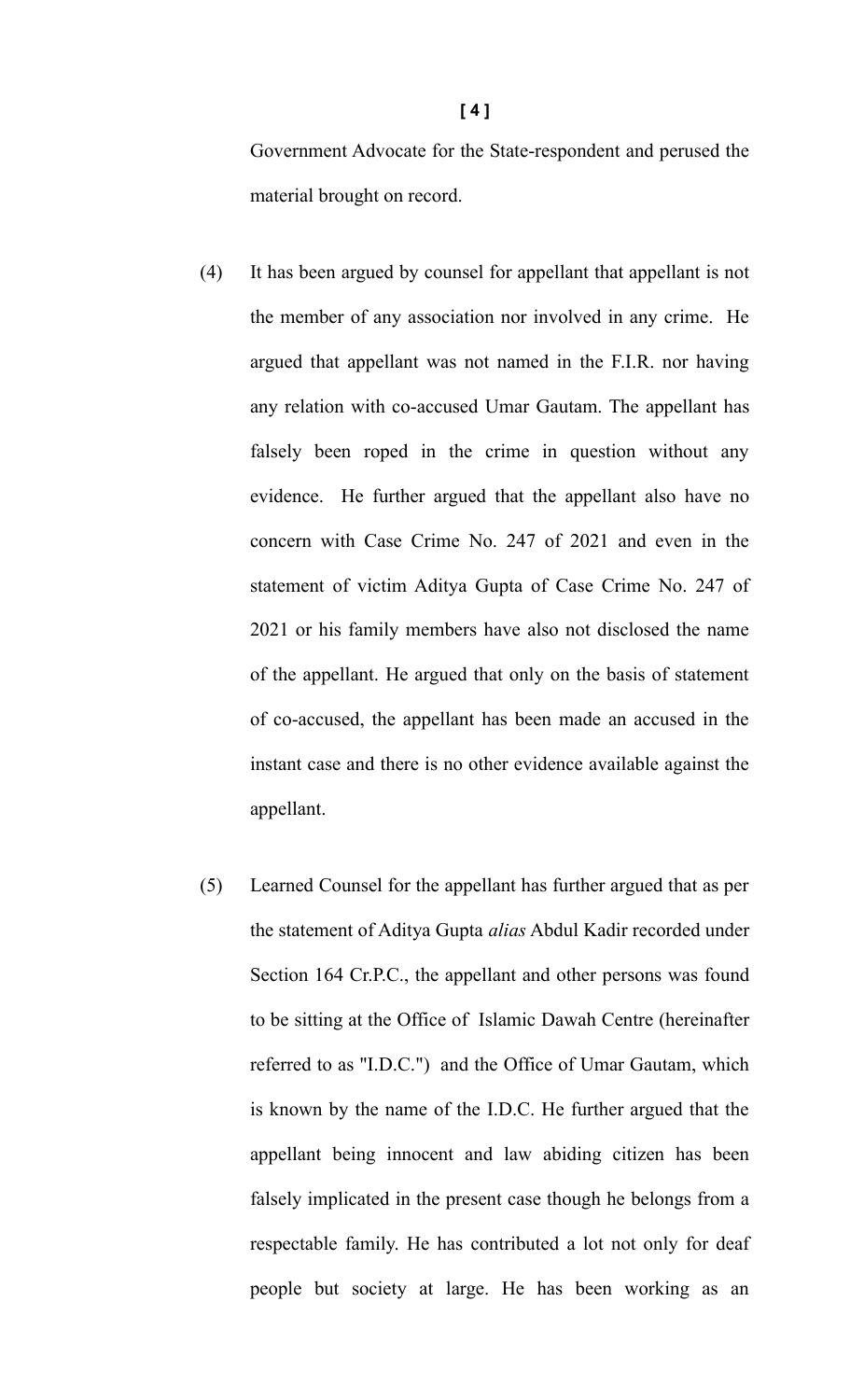Government Advocate for the State-respondent and perused the material brought on record.

(4) It has been argued by counsel for appellant that appellant is not the member of any association nor involved in any crime. He argued that appellant was not named in the F.I.R. nor having any relation with co-accused Umar Gautam. The appellant has falsely been roped in the crime in question without any evidence. He further argued that the appellant also have no concern with Case Crime No. 247 of 2021 and even in the statement of victim Aditya Gupta of Case Crime No. 247 of 2021 or his family members have also not disclosed the name of the appellant. He argued that only on the basis of statement of co-accused, the appellant has been made an accused in the instant case and there is no other evidence available against the appellant.

(5) Learned Counsel for the appellant has further argued that as per the statement of Aditya Gupta *alias* Abdul Kadir recorded under Section 164 Cr.P.C., the appellant and other persons was found to be sitting at the Office of Islamic Dawah Centre (hereinafter referred to as "I.D.C.") and the Office of Umar Gautam, which is known by the name of the I.D.C. He further argued that the appellant being innocent and law abiding citizen has been falsely implicated in the present case though he belongs from a respectable family. He has contributed a lot not only for deaf people but society at large. He has been working as an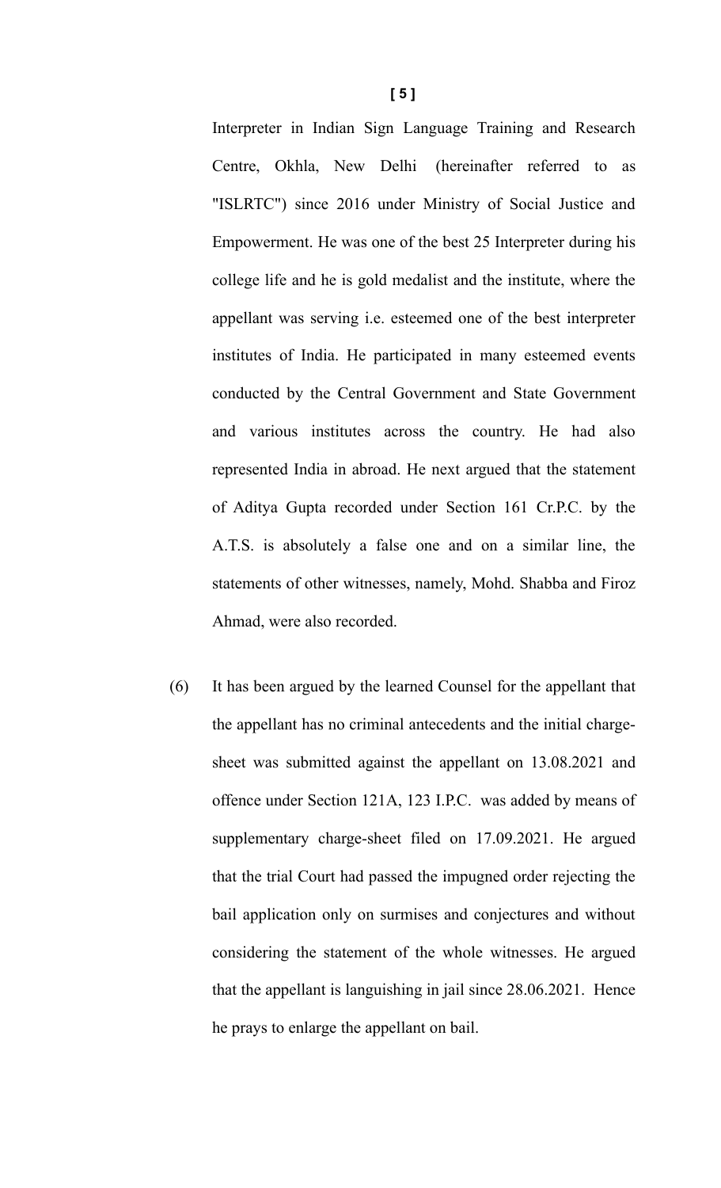Interpreter in Indian Sign Language Training and Research Centre, Okhla, New Delhi (hereinafter referred to as "ISLRTC") since 2016 under Ministry of Social Justice and Empowerment. He was one of the best 25 Interpreter during his college life and he is gold medalist and the institute, where the appellant was serving i.e. esteemed one of the best interpreter institutes of India. He participated in many esteemed events conducted by the Central Government and State Government and various institutes across the country. He had also represented India in abroad. He next argued that the statement of Aditya Gupta recorded under Section 161 Cr.P.C. by the A.T.S. is absolutely a false one and on a similar line, the statements of other witnesses, namely, Mohd. Shabba and Firoz Ahmad, were also recorded.

(6) It has been argued by the learned Counsel for the appellant that the appellant has no criminal antecedents and the initial charge-sheet was submitted against the appellant on 13.08.2021 and offence under Section 121A, 123 I.P.C. was added by means of supplementary charge-sheet filed on 17.09.2021. He argued that the trial Court had passed the impugned order rejecting the bail application only on surmises and conjectures and without considering the statement of the whole witnesses. He argued that the appellant is languishing in jail since 28.06.2021. Hence he prays to enlarge the appellant on bail.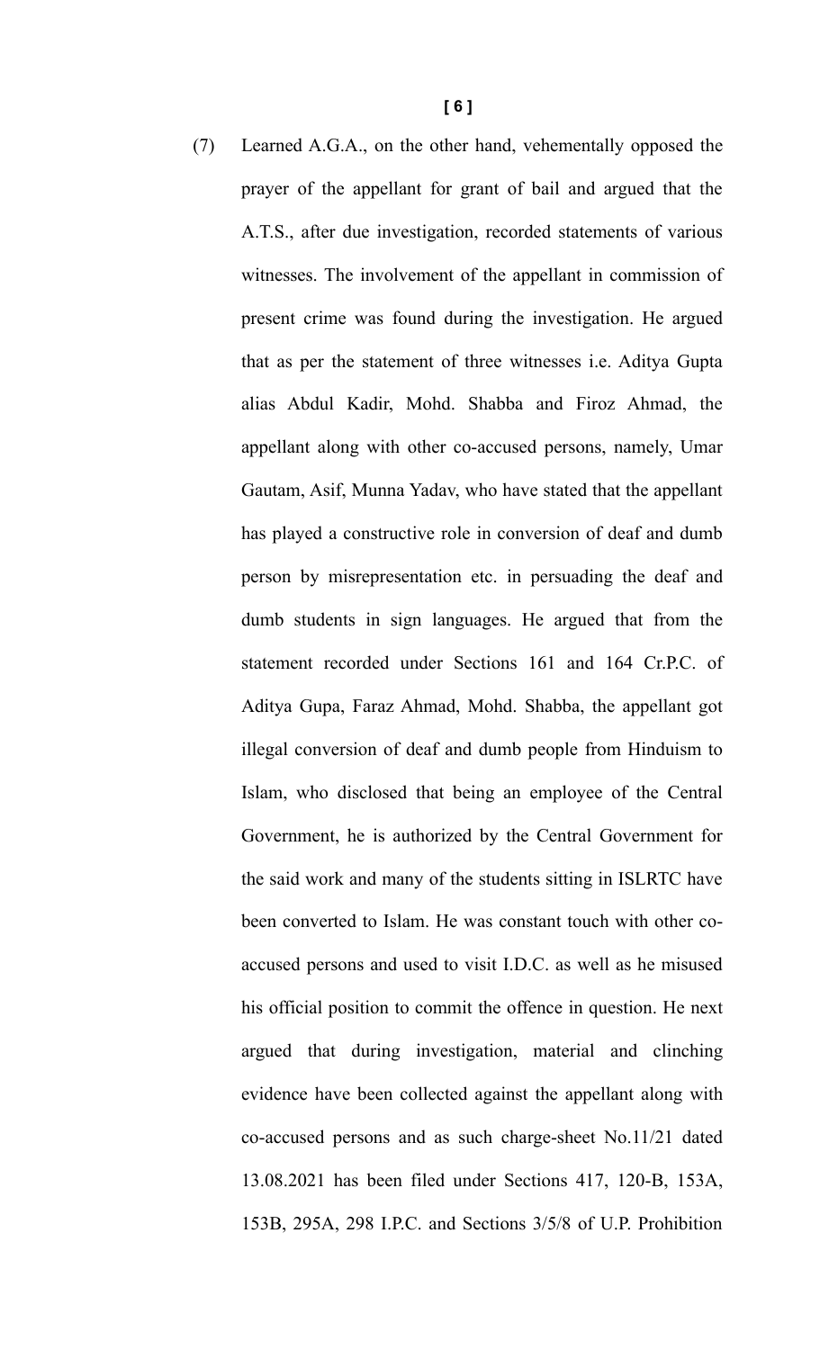(7) Learned A.G.A., on the other hand, vehemently opposed the prayer of the appellant for grant of bail and argued that the A.T.S., after due investigation, recorded statements of various witnesses. The involvement of the appellant in commission of present crime was found during the investigation. He argued that as per the statement of three witnesses i.e. Aditya Gupta alias Abdul Kadir, Mohd. Shabba and Firoz Ahmad, the appellant along with other co-accused persons, namely, Umar Gautam, Asif, Munna Yadav, who have stated that the appellant has played a constructive role in conversion of deaf and dumb person by misrepresentation etc. in persuading the deaf and dumb students in sign languages. He argued that from the statement recorded under Sections 161 and 164 Cr.P.C. of Aditya Gupa, Faraz Ahmad, Mohd. Shabba, the appellant got illegal conversion of deaf and dumb people from Hinduism to Islam, who disclosed that being an employee of the Central Government, he is authorized by the Central Government for the said work and many of the students sitting in ISLRTC have been converted to Islam. He was constant touch with other co-accused persons and used to visit I.D.C. as well as he misused his official position to commit the offence in question. He next argued that during investigation, material and clinching evidence have been collected against the appellant along with co-accused persons and as such charge-sheet No.11/21 dated 13.08.2021 has been filed under Sections 417, 120-B, 153A, 153B, 295A, 298 I.P.C. and Sections 3/5/8 of U.P. Prohibition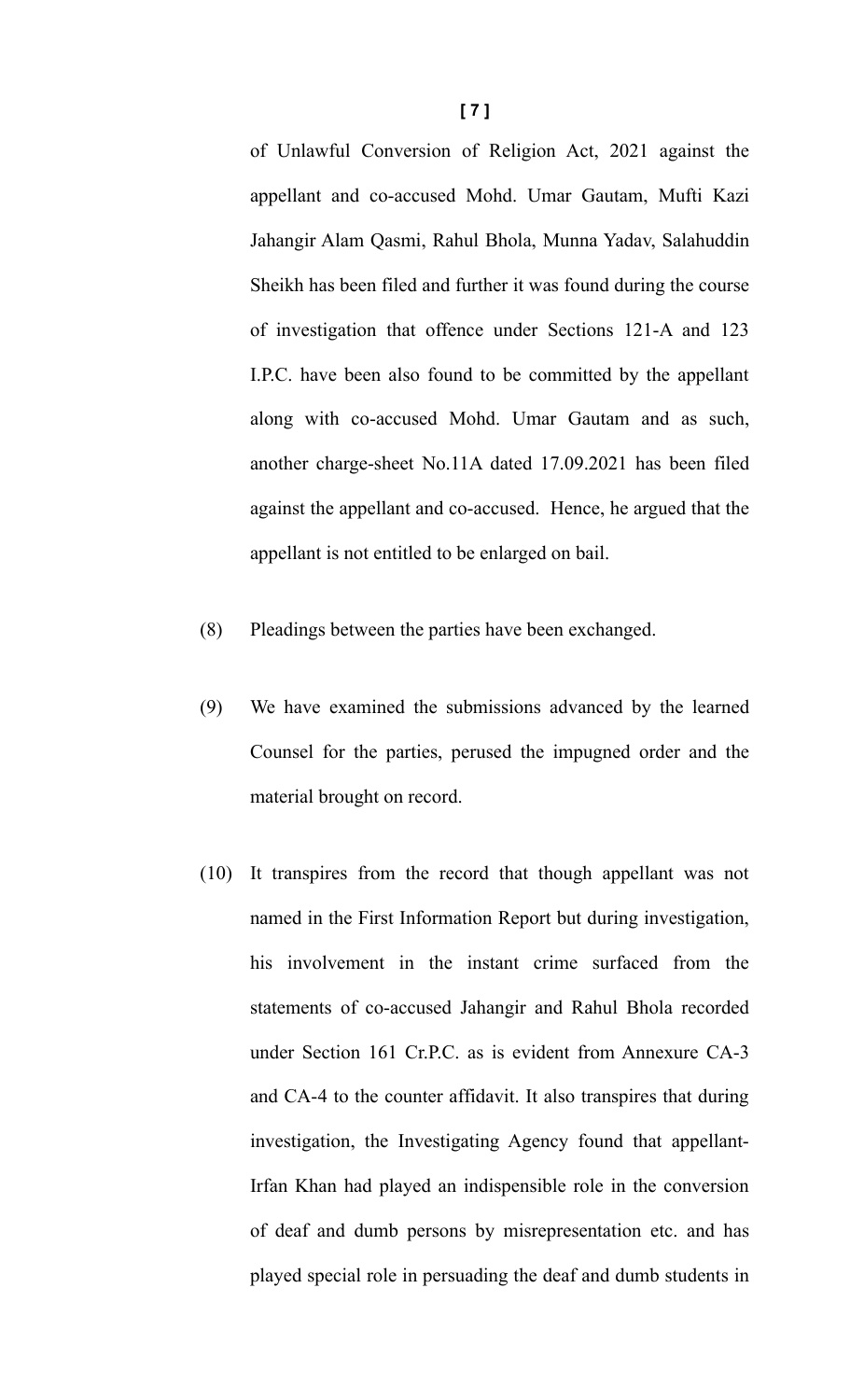of Unlawful Conversion of Religion Act, 2021 against the appellant and co-accused Mohd. Umar Gautam, Mufti Kazi Jahangir Alam Qasmi, Rahul Bhola, Munna Yadav, Salahuddin Sheikh has been filed and further it was found during the course of investigation that offence under Sections 121-A and 123 I.P.C. have been also found to be committed by the appellant along with co-accused Mohd. Umar Gautam and as such, another charge-sheet No.11A dated 17.09.2021 has been filed against the appellant and co-accused. Hence, he argued that the appellant is not entitled to be enlarged on bail.

(8) Pleadings between the parties have been exchanged.

(9) We have examined the submissions advanced by the learned Counsel for the parties, perused the impugned order and the material brought on record.

(10) It transpires from the record that though appellant was not named in the First Information Report but during investigation, his involvement in the instant crime surfaced from the statements of co-accused Jahangir and Rahul Bhola recorded under Section 161 Cr.P.C. as is evident from Annexure CA-3 and CA-4 to the counter affidavit. It also transpires that during investigation, the Investigating Agency found that appellant-Irfan Khan had played an indispensible role in the conversion of deaf and dumb persons by misrepresentation etc. and has played special role in persuading the deaf and dumb students in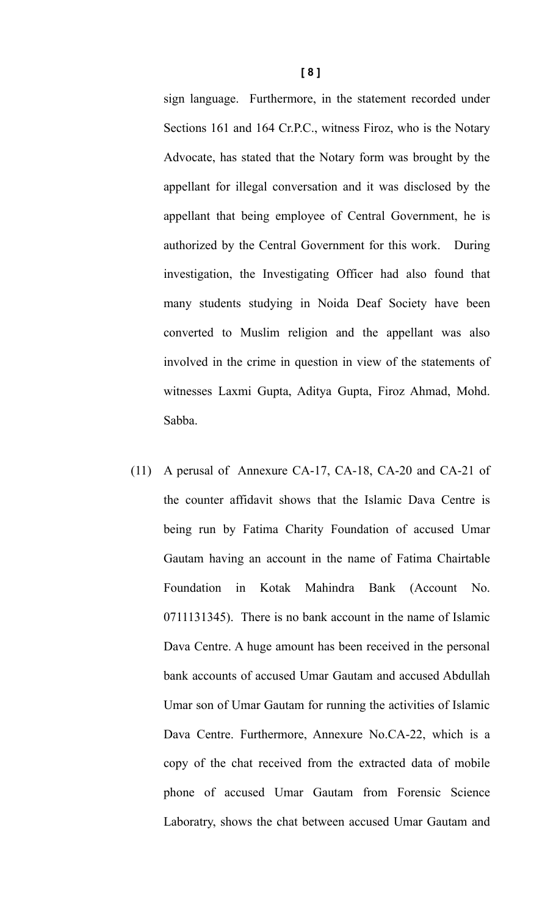sign language. Furthermore, in the statement recorded under Sections 161 and 164 Cr.P.C., witness Firoz, who is the Notary Advocate, has stated that the Notary form was brought by the appellant for illegal conversation and it was disclosed by the appellant that being employee of Central Government, he is authorized by the Central Government for this work. During investigation, the Investigating Officer had also found that many students studying in Noida Deaf Society have been converted to Muslim religion and the appellant was also involved in the crime in question in view of the statements of witnesses Laxmi Gupta, Aditya Gupta, Firoz Ahmad, Mohd. Sabba.

(11) A perusal of Annexure CA-17, CA-18, CA-20 and CA-21 of the counter affidavit shows that the Islamic Dava Centre is being run by Fatima Charity Foundation of accused Umar Gautam having an account in the name of Fatima Chairtable Foundation in Kotak Mahindra Bank (Account No. 0711131345). There is no bank account in the name of Islamic Dava Centre. A huge amount has been received in the personal bank accounts of accused Umar Gautam and accused Abdullah Umar son of Umar Gautam for running the activities of Islamic Dava Centre. Furthermore, Annexure No.CA-22, which is a copy of the chat received from the extracted data of mobile phone of accused Umar Gautam from Forensic Science Laboratry, shows the chat between accused Umar Gautam and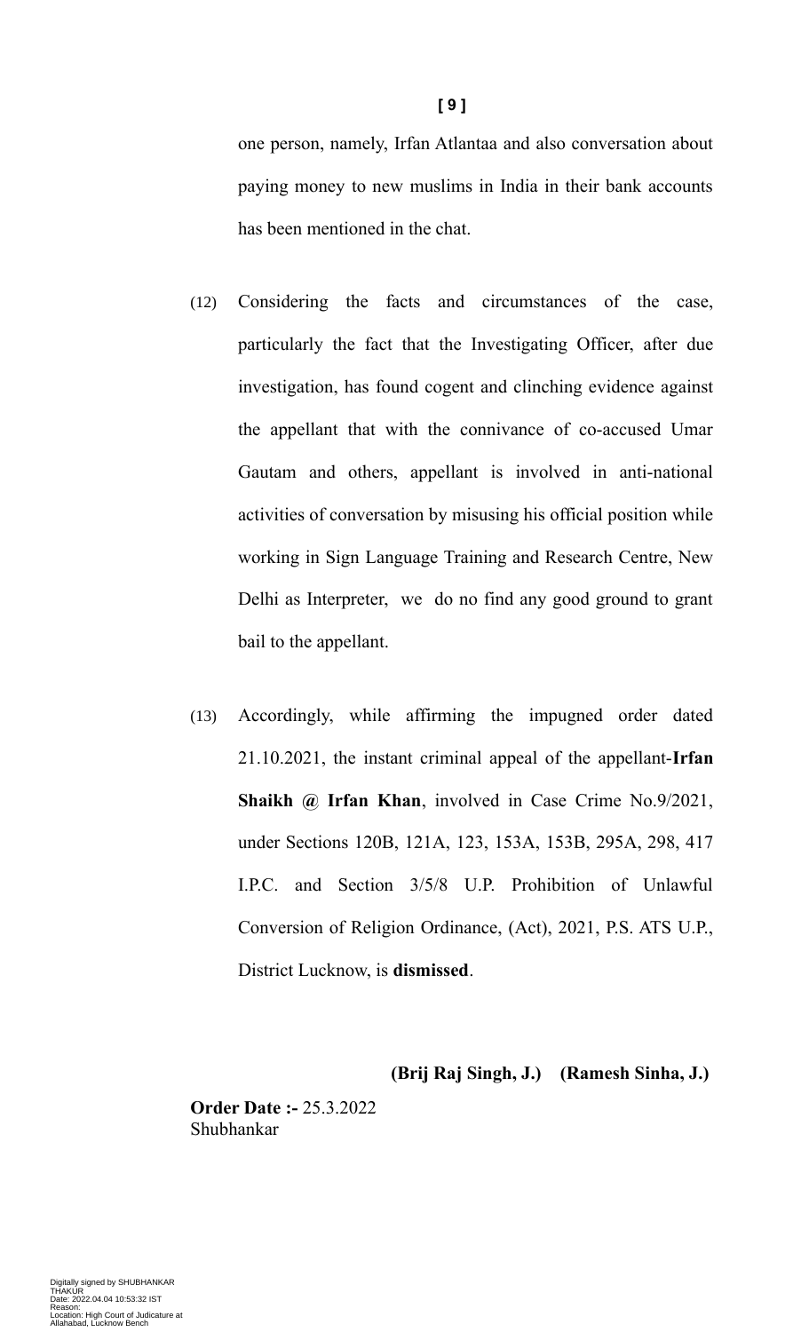one person, namely, Irfan Atlantaa and also conversation about paying money to new muslims in India in their bank accounts has been mentioned in the chat.

(12) Considering the facts and circumstances of the case, particularly the fact that the Investigating Officer, after due investigation, has found cogent and clinching evidence against the appellant that with the connivance of co-accused Umar Gautam and others, appellant is involved in anti-national activities of conversation by misusing his official position while working in Sign Language Training and Research Centre, New Delhi as Interpreter, we do no find any good ground to grant bail to the appellant.

(13) Accordingly, while affirming the impugned order dated 21.10.2021, the instant criminal appeal of the appellant-**Irfan Shaikh @ Irfan Khan**, involved in Case Crime No.9/2021, under Sections 120B, 121A, 123, 153A, 153B, 295A, 298, 417 I.P.C. and Section 3/5/8 U.P. Prohibition of Unlawful Conversion of Religion Ordinance, (Act), 2021, P.S. ATS U.P., District Lucknow, is **dismissed**.

**(Brij Raj Singh, J.)** **(Ramesh Sinha, J.)**

**Order Date :-** 25.3.2022
Shubhankar

Digitally signed by SHUBHANKAR THAKUR
Date: 2022.04.04 10:53:32 IST
Reason:
Location: High Court of Judicature at Allahabad, Lucknow Bench